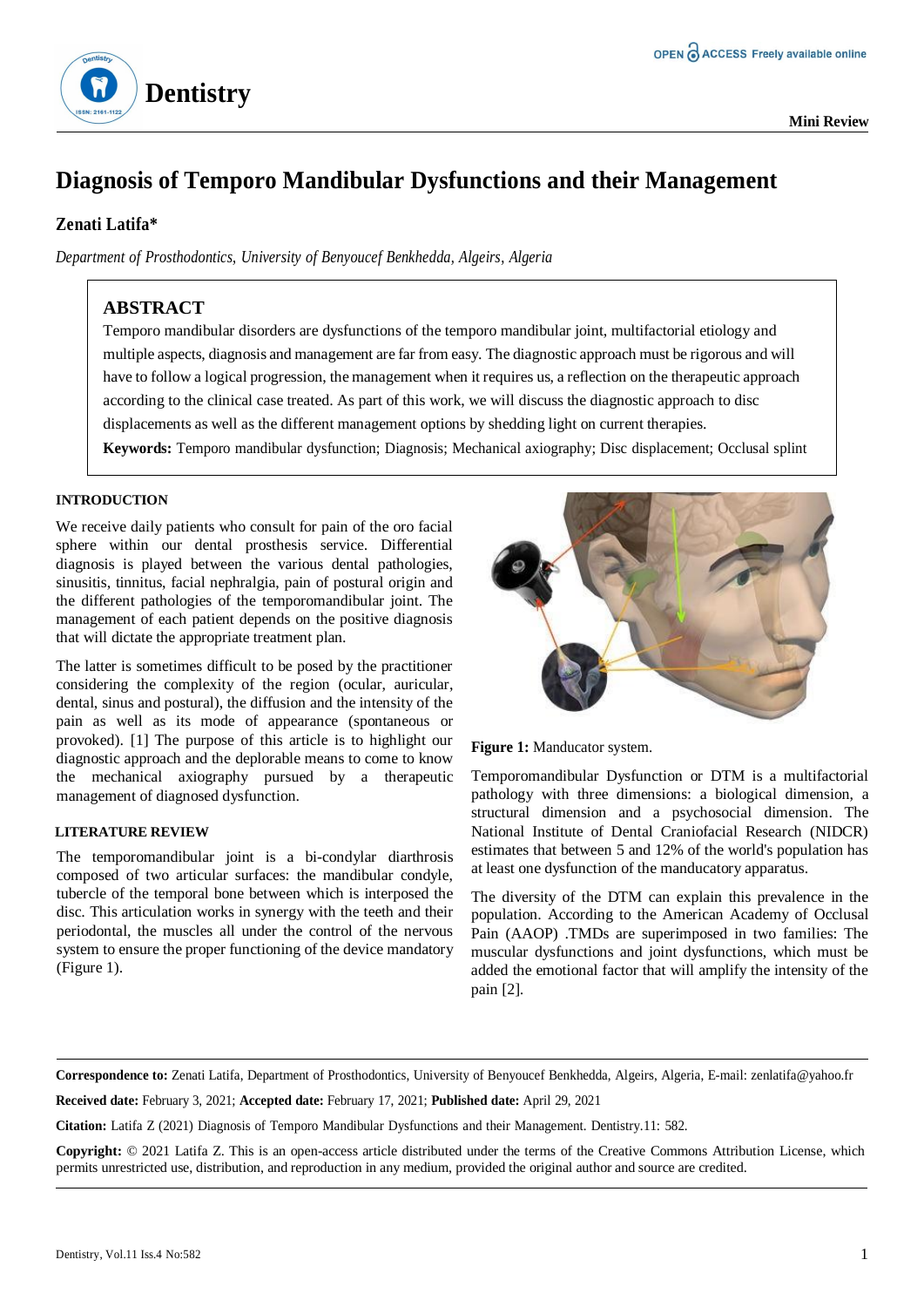# Diagnosis of Temporo Mandibular Dysfunctions and their Management

**Zenati Latifa***

*Department of Prosthodontics, University of Benyoucef Benkhedda, Algeirs, Algeria*

## ABSTRACT

Temporo mandibular disorders are dysfunctions of the temporo mandibular joint, multifactorial etiology and multiple aspects, diagnosis and management are far from easy. The diagnostic approach must be rigorous and will have to follow a logical progression, the management when it requires us, a reflection on the therapeutic approach according to the clinical case treated. As part of this work, we will discuss the diagnostic approach to disc displacements as well as the different management options by shedding light on current therapies.

**Keywords:** Temporo mandibular dysfunction; Diagnosis; Mechanical axiography; Disc displacement; Occlusal splint

## INTRODUCTION

We receive daily patients who consult for pain of the oro facial sphere within our dental prosthesis service. Differential diagnosis is played between the various dental pathologies, sinusitis, tinnitus, facial nephralgia, pain of postural origin and the different pathologies of the temporomandibular joint. The management of each patient depends on the positive diagnosis that will dictate the appropriate treatment plan.

The latter is sometimes difficult to be posed by the practitioner considering the complexity of the region (ocular, auricular, dental, sinus and postural), the diffusion and the intensity of the pain as well as its mode of appearance (spontaneous or provoked). [1] The purpose of this article is to highlight our diagnostic approach and the deplorable means to come to know the mechanical axiography pursued by a therapeutic management of diagnosed dysfunction.

## LITERATURE REVIEW

The temporomandibular joint is a bi-condylar diarthrosis composed of two articular surfaces: the mandibular condyle, tubercle of the temporal bone between which is interposed the disc. This articulation works in synergy with the teeth and their periodontal, the muscles all under the control of the nervous system to ensure the proper functioning of the device mandatory (Figure 1).

**Figure 1:** Manducator system.

Temporomandibular Dysfunction or DTM is a multifactorial pathology with three dimensions: a biological dimension, a structural dimension and a psychosocial dimension. The National Institute of Dental Craniofacial Research (NIDCR) estimates that between 5 and 12% of the world's population has at least one dysfunction of the manducatory apparatus.

The diversity of the DTM can explain this prevalence in the population. According to the American Academy of Occlusal Pain (AAOP) .TMDs are superimposed in two families: The muscular dysfunctions and joint dysfunctions, which must be added the emotional factor that will amplify the intensity of the pain [2].

**Correspondence to:** Zenati Latifa, Department of Prosthodontics, University of Benyoucef Benkhedda, Algeirs, Algeria, E-mail: zenlatifa@yahoo.fr

**Received date:** February 3, 2021; **Accepted date:** February 17, 2021; **Published date:** April 29, 2021

**Citation:** Latifa Z (2021) Diagnosis of Temporo Mandibular Dysfunctions and their Management. Dentistry.11: 582.

**Copyright:** © 2021 Latifa Z. This is an open-access article distributed under the terms of the Creative Commons Attribution License, which permits unrestricted use, distribution, and reproduction in any medium, provided the original author and source are credited.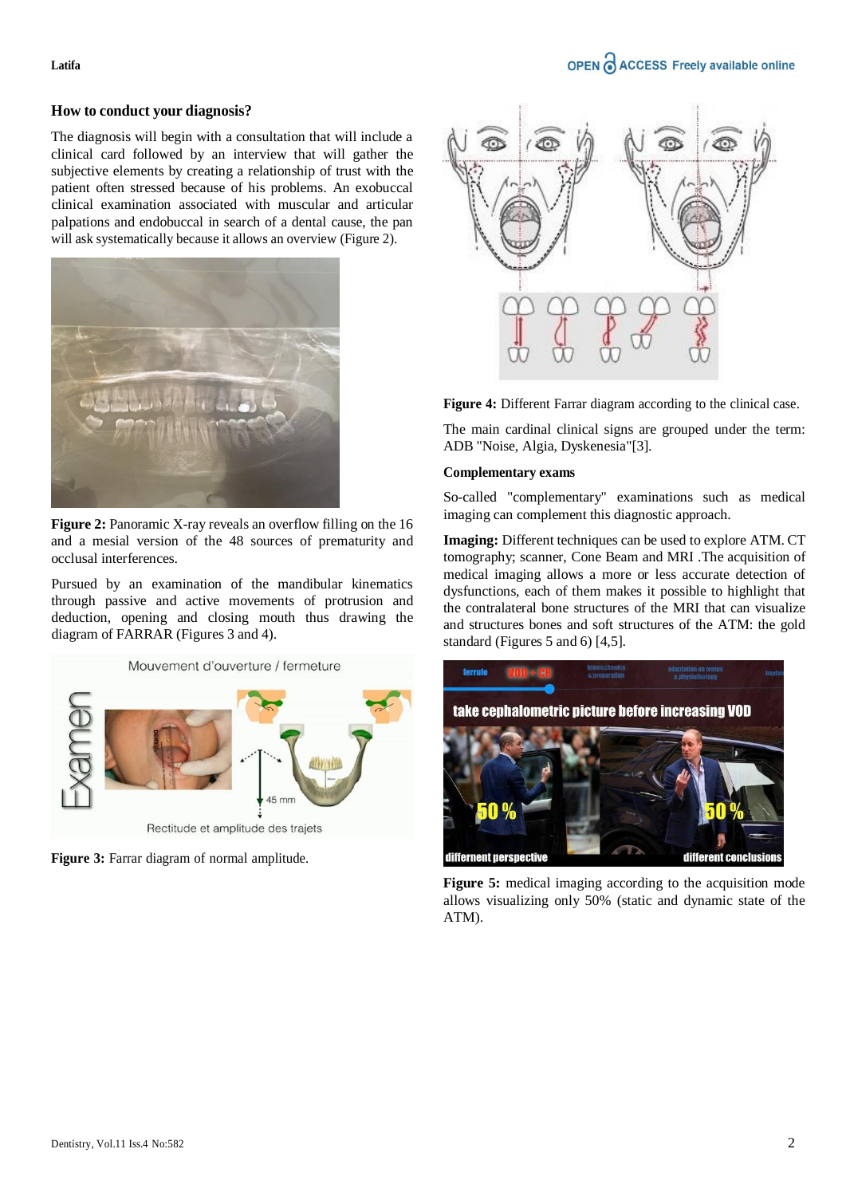## How to conduct your diagnosis?

The diagnosis will begin with a consultation that will include a clinical card followed by an interview that will gather the subjective elements by creating a relationship of trust with the patient often stressed because of his problems. An exobuccal clinical examination associated with muscular and articular palpations and endobuccal in search of a dental cause, the pan will ask systematically because it allows an overview (Figure 2).

**Figure 2:** Panoramic X-ray reveals an overflow filling on the 16 and a mesial version of the 48 sources of prematurity and occlusal interferences.

Pursued by an examination of the mandibular kinematics through passive and active movements of protrusion and deduction, opening and closing mouth thus drawing the diagram of FARRAR (Figures 3 and 4).

**Figure 3:** Farrar diagram of normal amplitude.

**Figure 4:** Different Farrar diagram according to the clinical case.

The main cardinal clinical signs are grouped under the term: ADB "Noise, Algia, Dyskenesia"[3].

### Complementary exams

So-called "complementary" examinations such as medical imaging can complement this diagnostic approach.

**Imaging:** Different techniques can be used to explore ATM. CT tomography; scanner, Cone Beam and MRI .The acquisition of medical imaging allows a more or less accurate detection of dysfunctions, each of them makes it possible to highlight that the contralateral bone structures of the MRI that can visualize and structures bones and soft structures of the ATM: the gold standard (Figures 5 and 6) [4,5].

**Figure 5:** medical imaging according to the acquisition mode allows visualizing only 50% (static and dynamic state of the ATM).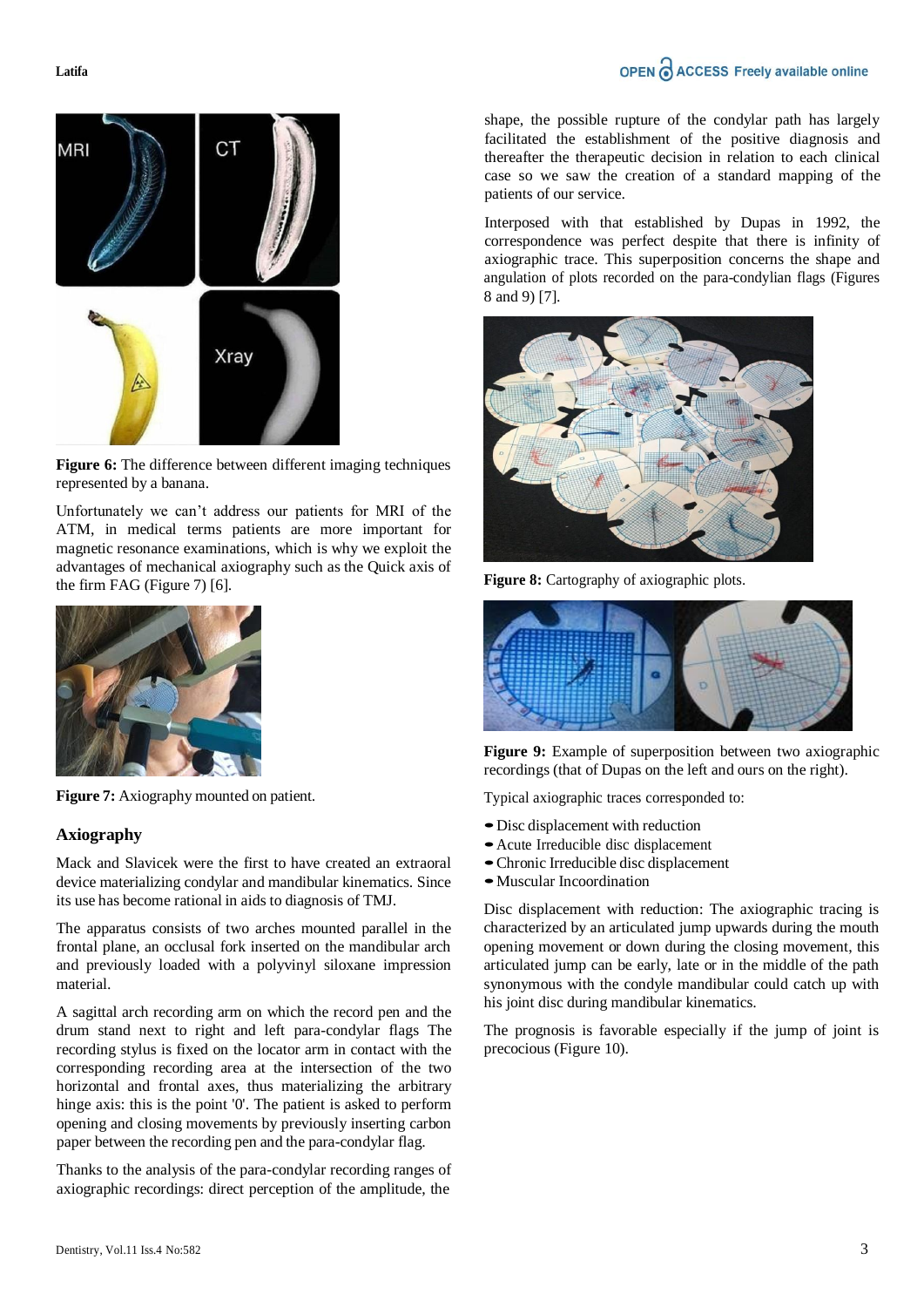Figure 6: The difference between different imaging techniques represented by a banana.

Unfortunately we can't address our patients for MRI of the ATM, in medical terms patients are more important for magnetic resonance examinations, which is why we exploit the advantages of mechanical axiography such as the Quick axis of the firm FAG (Figure 7) [6].

Figure 7: Axiography mounted on patient.

## Axiography

Mack and Slavicek were the first to have created an extraoral device materializing condylar and mandibular kinematics. Since its use has become rational in aids to diagnosis of TMJ.

The apparatus consists of two arches mounted parallel in the frontal plane, an occlusal fork inserted on the mandibular arch and previously loaded with a polyvinyl siloxane impression material.

A sagittal arch recording arm on which the record pen and the drum stand next to right and left para-condylar flags The recording stylus is fixed on the locator arm in contact with the corresponding recording area at the intersection of the two horizontal and frontal axes, thus materializing the arbitrary hinge axis: this is the point '0'. The patient is asked to perform opening and closing movements by previously inserting carbon paper between the recording pen and the para-condylar flag.

Thanks to the analysis of the para-condylar recording ranges of axiographic recordings: direct perception of the amplitude, the shape, the possible rupture of the condylar path has largely facilitated the establishment of the positive diagnosis and thereafter the therapeutic decision in relation to each clinical case so we saw the creation of a standard mapping of the patients of our service.

Interposed with that established by Dupas in 1992, the correspondence was perfect despite that there is infinity of axiographic trace. This superposition concerns the shape and angulation of plots recorded on the para-condylian flags (Figures 8 and 9) [7].

Figure 8: Cartography of axiographic plots.

Figure 9: Example of superposition between two axiographic recordings (that of Dupas on the left and ours on the right).

Typical axiographic traces corresponded to:

- Disc displacement with reduction
- Acute Irreducible disc displacement
- Chronic Irreducible disc displacement
- Muscular Incoordination

Disc displacement with reduction: The axiographic tracing is characterized by an articulated jump upwards during the mouth opening movement or down during the closing movement, this articulated jump can be early, late or in the middle of the path synonymous with the condyle mandibular could catch up with his joint disc during mandibular kinematics.

The prognosis is favorable especially if the jump of joint is precocious (Figure 10).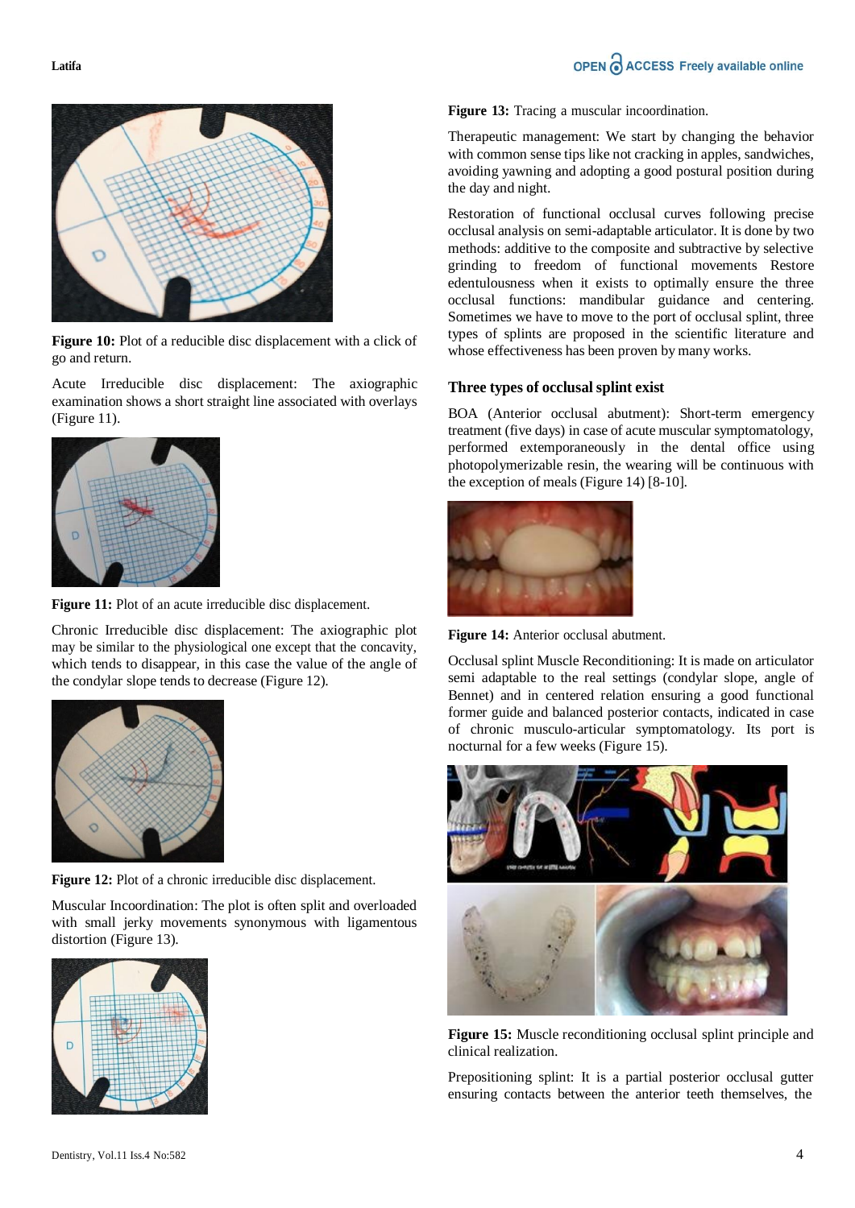Figure 10: Plot of a reducible disc displacement with a click of go and return.

Acute Irreducible disc displacement: The axiographic examination shows a short straight line associated with overlays (Figure 11).

Figure 11: Plot of an acute irreducible disc displacement.

Chronic Irreducible disc displacement: The axiographic plot may be similar to the physiological one except that the concavity, which tends to disappear, in this case the value of the angle of the condylar slope tends to decrease (Figure 12).

Figure 12: Plot of a chronic irreducible disc displacement.

Muscular Incoordination: The plot is often split and overloaded with small jerky movements synonymous with ligamentous distortion (Figure 13).

Figure 13: Tracing a muscular incoordination.

Therapeutic management: We start by changing the behavior with common sense tips like not cracking in apples, sandwiches, avoiding yawning and adopting a good postural position during the day and night.

Restoration of functional occlusal curves following precise occlusal analysis on semi-adaptable articulator. It is done by two methods: additive to the composite and subtractive by selective grinding to freedom of functional movements Restore edentulousness when it exists to optimally ensure the three occlusal functions: mandibular guidance and centering. Sometimes we have to move to the port of occlusal splint, three types of splints are proposed in the scientific literature and whose effectiveness has been proven by many works.

### Three types of occlusal splint exist

BOA (Anterior occlusal abutment): Short-term emergency treatment (five days) in case of acute muscular symptomatology, performed extemporaneously in the dental office using photopolymerizable resin, the wearing will be continuous with the exception of meals (Figure 14) [8-10].

Figure 14: Anterior occlusal abutment.

Occlusal splint Muscle Reconditioning: It is made on articulator semi adaptable to the real settings (condylar slope, angle of Bennet) and in centered relation ensuring a good functional former guide and balanced posterior contacts, indicated in case of chronic musculo-articular symptomatology. Its port is nocturnal for a few weeks (Figure 15).

Figure 15: Muscle reconditioning occlusal splint principle and clinical realization.

Prepositioning splint: It is a partial posterior occlusal gutter ensuring contacts between the anterior teeth themselves, the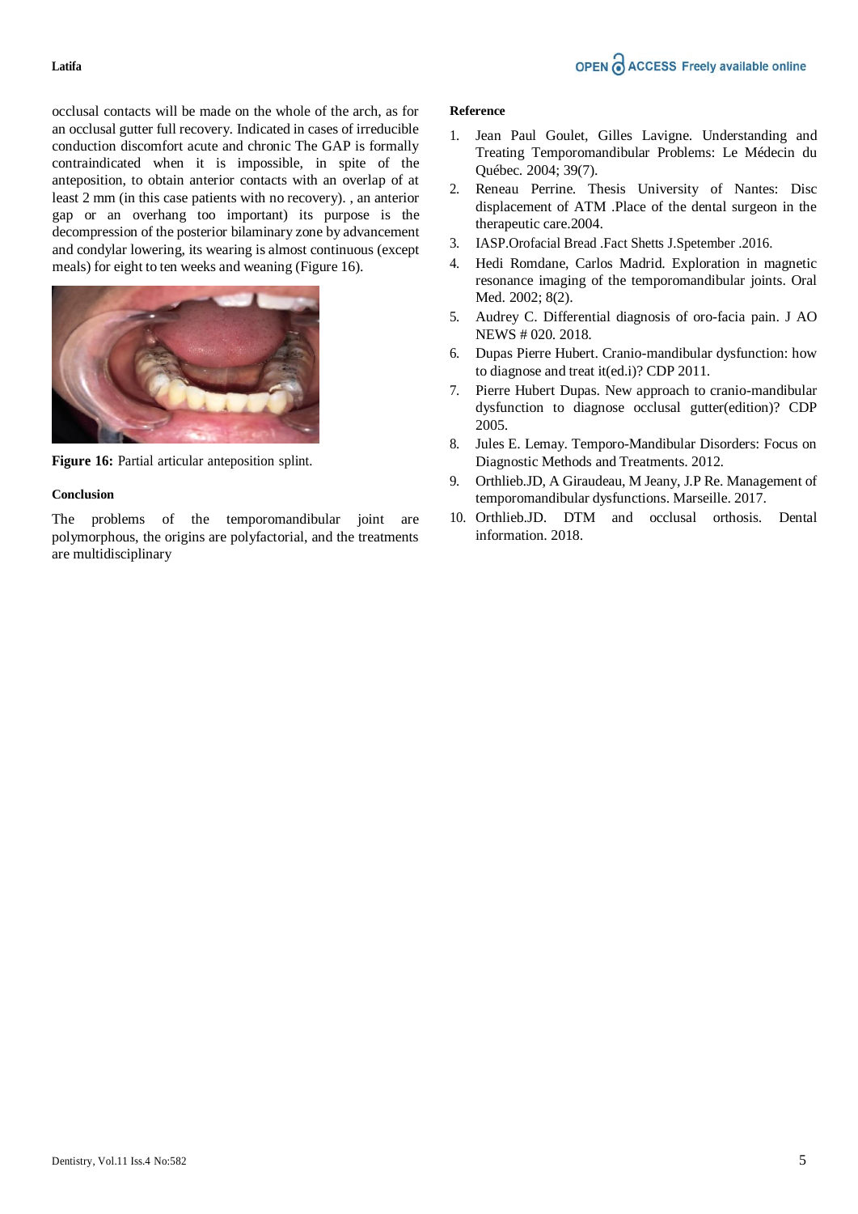occlusal contacts will be made on the whole of the arch, as for an occlusal gutter full recovery. Indicated in cases of irreducible conduction discomfort acute and chronic The GAP is formally contraindicated when it is impossible, in spite of the anteposition, to obtain anterior contacts with an overlap of at least 2 mm (in this case patients with no recovery). , an anterior gap or an overhang too important) its purpose is the decompression of the posterior bilaminary zone by advancement and condylar lowering, its wearing is almost continuous (except meals) for eight to ten weeks and weaning (Figure 16).

**Figure 16:** Partial articular anteposition splint.

## Conclusion

The problems of the temporomandibular joint are polymorphous, the origins are polyfactorial, and the treatments are multidisciplinary

## Reference

1. Jean Paul Goulet, Gilles Lavigne. Understanding and Treating Temporomandibular Problems: Le Médecin du Québec. 2004; 39(7).
2. Reneau Perrine. Thesis University of Nantes: Disc displacement of ATM .Place of the dental surgeon in the therapeutic care.2004.
3. IASP.Orofacial Bread .Fact Shetts J.Spetember .2016.
4. Hedi Romdane, Carlos Madrid. Exploration in magnetic resonance imaging of the temporomandibular joints. Oral Med. 2002; 8(2).
5. Audrey C. Differential diagnosis of oro-facia pain. J AO NEWS # 020. 2018.
6. Dupas Pierre Hubert. Cranio-mandibular dysfunction: how to diagnose and treat it(ed.i)? CDP 2011.
7. Pierre Hubert Dupas. New approach to cranio-mandibular dysfunction to diagnose occlusal gutter(edition)? CDP 2005.
8. Jules E. Lemay. Temporo-Mandibular Disorders: Focus on Diagnostic Methods and Treatments. 2012.
9. Orthlieb.JD, A Giraudeau, M Jeany, J.P Re. Management of temporomandibular dysfunctions. Marseille. 2017.
10. Orthlieb.JD. DTM and occlusal orthosis. Dental information. 2018.